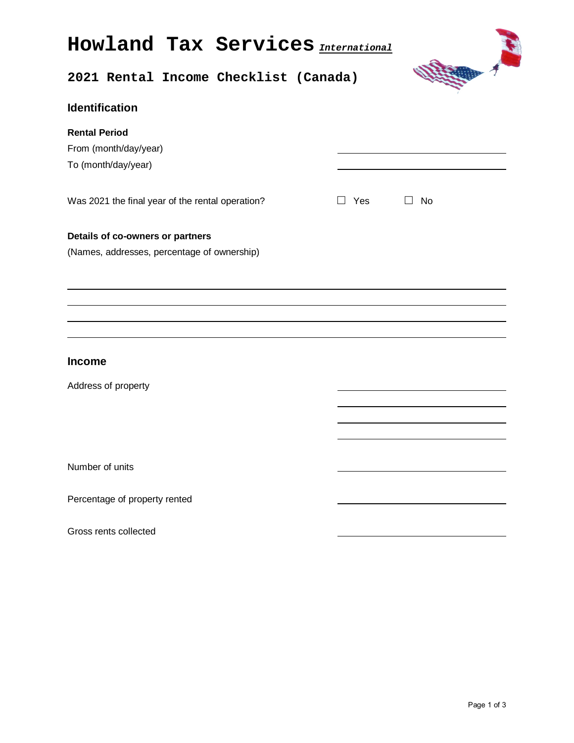# Howland Tax Services *International*

## 2021 Rental Income Checklist (Canada)

### Identification

**Rental Period**

From (month/day/year) ____________________

To (month/day/year) ____________________

Was 2021 the final year of the rental operation? ☐ Yes ☐ No

**Details of co-owners or partners**

(Names, addresses, percentage of ownership)

____________________

____________________

____________________

____________________

### Income

Address of property ____________________

____________________

____________________

____________________

Number of units ____________________

Percentage of property rented ____________________

Gross rents collected ____________________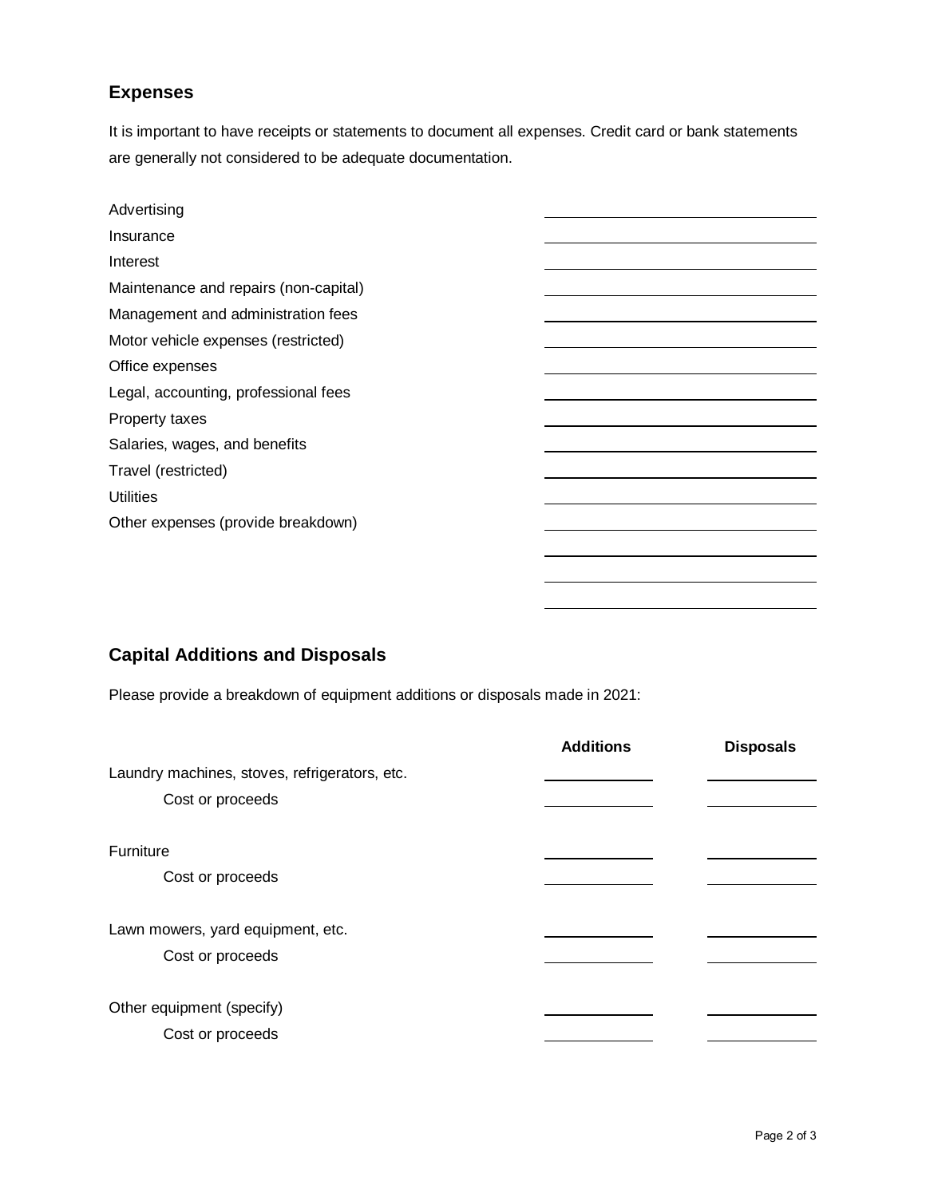## Expenses

It is important to have receipts or statements to document all expenses. Credit card or bank statements are generally not considered to be adequate documentation.

| | |
|---|---|
| Advertising | |
| Insurance | |
| Interest | |
| Maintenance and repairs (non-capital) | |
| Management and administration fees | |
| Motor vehicle expenses (restricted) | |
| Office expenses | |
| Legal, accounting, professional fees | |
| Property taxes | |
| Salaries, wages, and benefits | |
| Travel (restricted) | |
| Utilities | |
| Other expenses (provide breakdown) | |
| | |
| | |
| | |

## Capital Additions and Disposals

Please provide a breakdown of equipment additions or disposals made in 2021:

| | Additions | Disposals |
|---|---|---|
| Laundry machines, stoves, refrigerators, etc. | | |
| Cost or proceeds | | |
| Furniture | | |
| Cost or proceeds | | |
| Lawn mowers, yard equipment, etc. | | |
| Cost or proceeds | | |
| Other equipment (specify) | | |
| Cost or proceeds | | |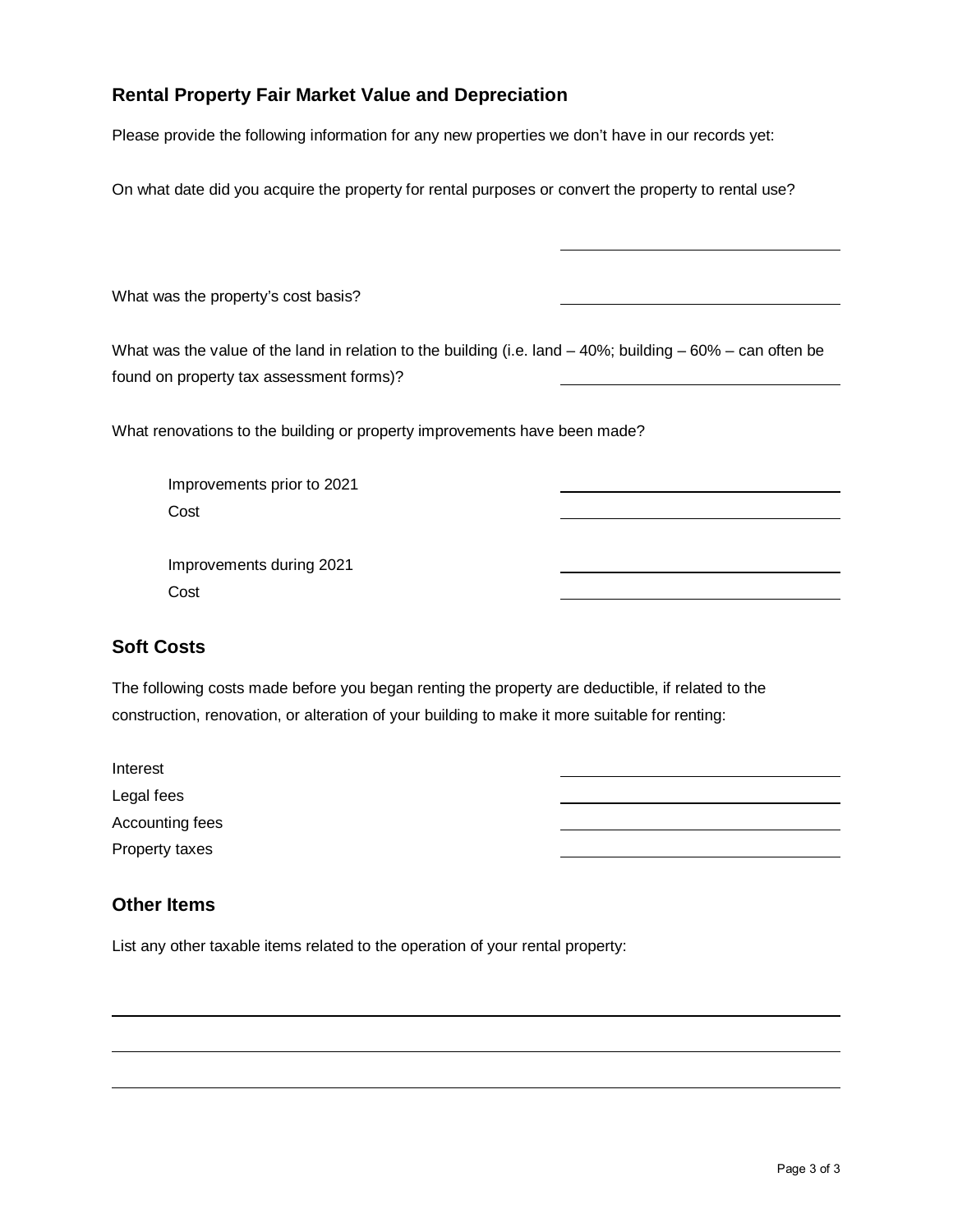## Rental Property Fair Market Value and Depreciation

Please provide the following information for any new properties we don't have in our records yet:

On what date did you acquire the property for rental purposes or convert the property to rental use? \_\_\_\_\_\_\_\_\_\_\_\_\_\_\_\_\_\_\_\_

What was the property's cost basis? \_\_\_\_\_\_\_\_\_\_\_\_\_\_\_\_\_\_\_\_

What was the value of the land in relation to the building (i.e. land – 40%; building – 60% – can often be found on property tax assessment forms)? \_\_\_\_\_\_\_\_\_\_\_\_\_\_\_\_\_\_\_\_

What renovations to the building or property improvements have been made?

Improvements prior to 2021 \_\_\_\_\_\_\_\_\_\_\_\_\_\_\_\_\_\_\_\_

Cost \_\_\_\_\_\_\_\_\_\_\_\_\_\_\_\_\_\_\_\_

Improvements during 2021 \_\_\_\_\_\_\_\_\_\_\_\_\_\_\_\_\_\_\_\_

Cost \_\_\_\_\_\_\_\_\_\_\_\_\_\_\_\_\_\_\_\_

## Soft Costs

The following costs made before you began renting the property are deductible, if related to the construction, renovation, or alteration of your building to make it more suitable for renting:

Interest \_\_\_\_\_\_\_\_\_\_\_\_\_\_\_\_\_\_\_\_

Legal fees \_\_\_\_\_\_\_\_\_\_\_\_\_\_\_\_\_\_\_\_

Accounting fees \_\_\_\_\_\_\_\_\_\_\_\_\_\_\_\_\_\_\_\_

Property taxes \_\_\_\_\_\_\_\_\_\_\_\_\_\_\_\_\_\_\_\_

## Other Items

List any other taxable items related to the operation of your rental property:

\_\_\_\_\_\_\_\_\_\_\_\_\_\_\_\_\_\_\_\_\_\_\_\_\_\_\_\_\_\_\_\_\_\_\_\_\_\_\_\_\_\_\_\_\_\_\_\_\_\_\_\_\_\_\_\_

\_\_\_\_\_\_\_\_\_\_\_\_\_\_\_\_\_\_\_\_\_\_\_\_\_\_\_\_\_\_\_\_\_\_\_\_\_\_\_\_\_\_\_\_\_\_\_\_\_\_\_\_\_\_\_\_

\_\_\_\_\_\_\_\_\_\_\_\_\_\_\_\_\_\_\_\_\_\_\_\_\_\_\_\_\_\_\_\_\_\_\_\_\_\_\_\_\_\_\_\_\_\_\_\_\_\_\_\_\_\_\_\_